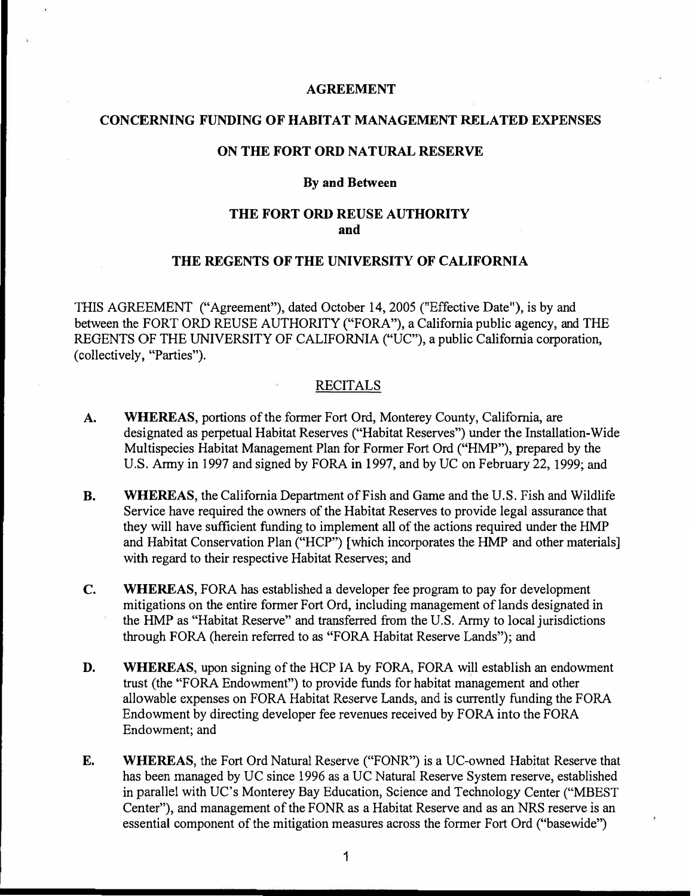# AGREEMENT

## CONCERNING FUNDING OF HABITAT MANAGEMENT RELATED EXPENSES

## ON THE FORT ORD NATURAL RESERVE

### By and Between

## THE FORT ORD REUSE AUTHORITY
## and

## THE REGENTS OF THE UNIVERSITY OF CALIFORNIA

THIS AGREEMENT ("Agreement"), dated October 14, 2005 ("Effective Date"), is by and between the FORT ORD REUSE AUTHORITY ("FORA"), a California public agency, and THE REGENTS OF THE UNIVERSITY OF CALIFORNIA ("UC"), a public California corporation, (collectively, "Parties").

### RECITALS

**A.** **WHEREAS**, portions of the former Fort Ord, Monterey County, California, are designated as perpetual Habitat Reserves ("Habitat Reserves") under the Installation-Wide Multispecies Habitat Management Plan for Former Fort Ord ("HMP"), prepared by the U.S. Army in 1997 and signed by FORA in 1997, and by UC on February 22, 1999; and

**B.** **WHEREAS**, the California Department of Fish and Game and the U.S. Fish and Wildlife Service have required the owners of the Habitat Reserves to provide legal assurance that they will have sufficient funding to implement all of the actions required under the HMP and Habitat Conservation Plan ("HCP") [which incorporates the HMP and other materials] with regard to their respective Habitat Reserves; and

**C.** **WHEREAS**, FORA has established a developer fee program to pay for development mitigations on the entire former Fort Ord, including management of lands designated in the HMP as "Habitat Reserve" and transferred from the U.S. Army to local jurisdictions through FORA (herein referred to as "FORA Habitat Reserve Lands"); and

**D.** **WHEREAS**, upon signing of the HCP IA by FORA, FORA will establish an endowment trust (the "FORA Endowment") to provide funds for habitat management and other allowable expenses on FORA Habitat Reserve Lands, and is currently funding the FORA Endowment by directing developer fee revenues received by FORA into the FORA Endowment; and

**E.** **WHEREAS**, the Fort Ord Natural Reserve ("FONR") is a UC-owned Habitat Reserve that has been managed by UC since 1996 as a UC Natural Reserve System reserve, established in parallel with UC's Monterey Bay Education, Science and Technology Center ("MBEST Center"), and management of the FONR as a Habitat Reserve and as an NRS reserve is an essential component of the mitigation measures across the former Fort Ord ("basewide")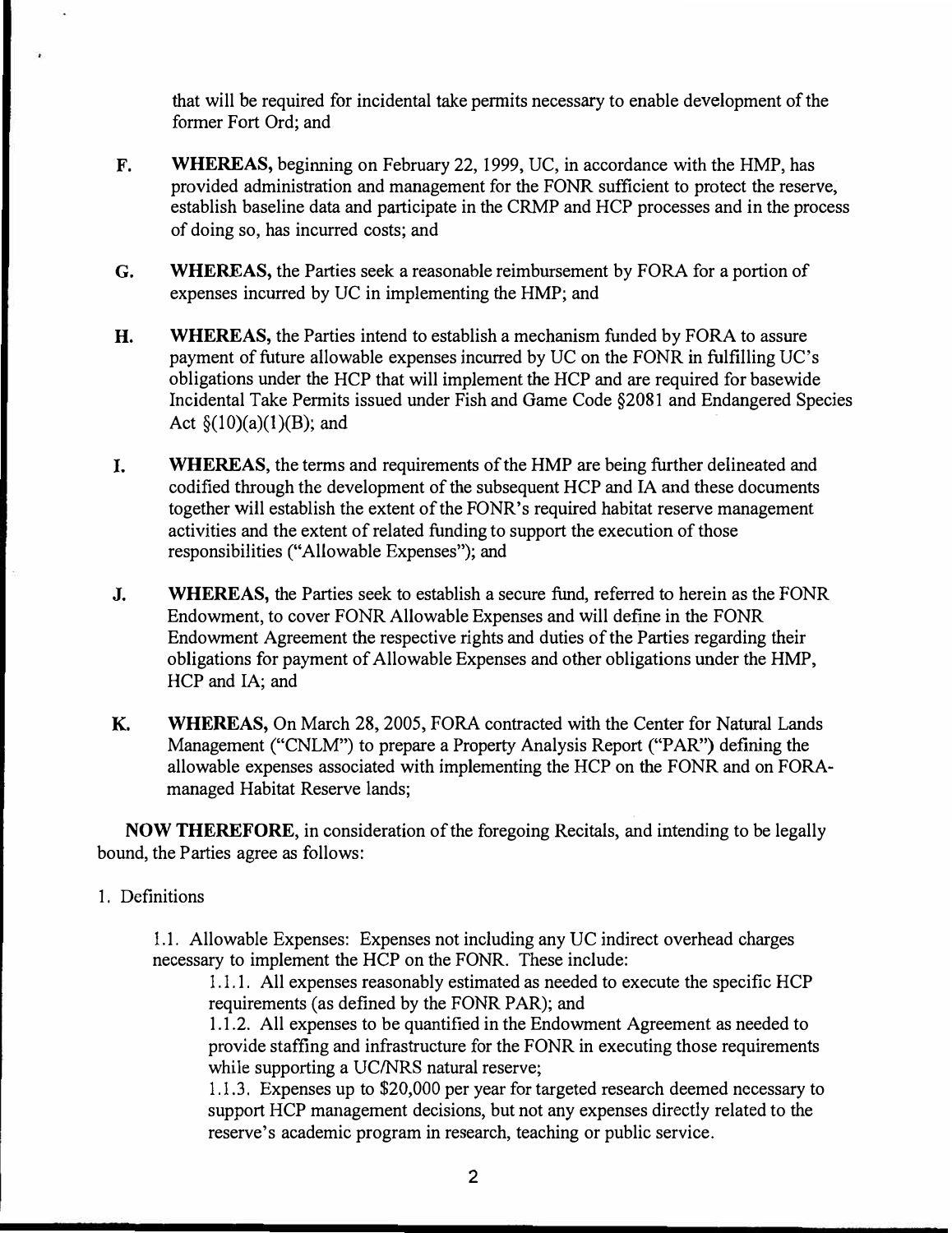that will be required for incidental take permits necessary to enable development of the former Fort Ord; and

**F. WHEREAS,** beginning on February 22, 1999, UC, in accordance with the HMP, has provided administration and management for the FONR sufficient to protect the reserve, establish baseline data and participate in the CRMP and HCP processes and in the process of doing so, has incurred costs; and

**G. WHEREAS,** the Parties seek a reasonable reimbursement by FORA for a portion of expenses incurred by UC in implementing the HMP; and

**H. WHEREAS,** the Parties intend to establish a mechanism funded by FORA to assure payment of future allowable expenses incurred by UC on the FONR in fulfilling UC's obligations under the HCP that will implement the HCP and are required for basewide Incidental Take Permits issued under Fish and Game Code §2081 and Endangered Species Act §(10)(a)(1)(B); and

**I. WHEREAS,** the terms and requirements of the HMP are being further delineated and codified through the development of the subsequent HCP and IA and these documents together will establish the extent of the FONR's required habitat reserve management activities and the extent of related funding to support the execution of those responsibilities ("Allowable Expenses"); and

**J. WHEREAS,** the Parties seek to establish a secure fund, referred to herein as the FONR Endowment, to cover FONR Allowable Expenses and will define in the FONR Endowment Agreement the respective rights and duties of the Parties regarding their obligations for payment of Allowable Expenses and other obligations under the HMP, HCP and IA; and

**K. WHEREAS,** On March 28, 2005, FORA contracted with the Center for Natural Lands Management ("CNLM") to prepare a Property Analysis Report ("PAR") defining the allowable expenses associated with implementing the HCP on the FONR and on FORA-managed Habitat Reserve lands;

**NOW THEREFORE,** in consideration of the foregoing Recitals, and intending to be legally bound, the Parties agree as follows:

1. Definitions

1.1. Allowable Expenses: Expenses not including any UC indirect overhead charges necessary to implement the HCP on the FONR. These include:

1.1.1. All expenses reasonably estimated as needed to execute the specific HCP requirements (as defined by the FONR PAR); and

1.1.2. All expenses to be quantified in the Endowment Agreement as needed to provide staffing and infrastructure for the FONR in executing those requirements while supporting a UC/NRS natural reserve;

1.1.3. Expenses up to $20,000 per year for targeted research deemed necessary to support HCP management decisions, but not any expenses directly related to the reserve's academic program in research, teaching or public service.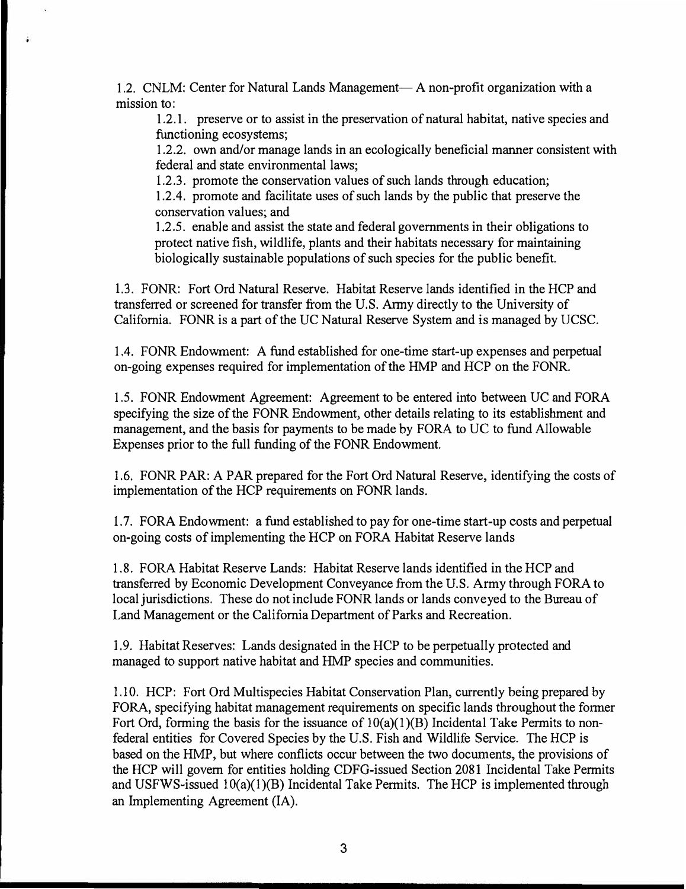1.2. CNLM: Center for Natural Lands Management— A non-profit organization with a mission to:

1.2.1. preserve or to assist in the preservation of natural habitat, native species and functioning ecosystems;

1.2.2. own and/or manage lands in an ecologically beneficial manner consistent with federal and state environmental laws;

1.2.3. promote the conservation values of such lands through education;

1.2.4. promote and facilitate uses of such lands by the public that preserve the conservation values; and

1.2.5. enable and assist the state and federal governments in their obligations to protect native fish, wildlife, plants and their habitats necessary for maintaining biologically sustainable populations of such species for the public benefit.

1.3. FONR: Fort Ord Natural Reserve. Habitat Reserve lands identified in the HCP and transferred or screened for transfer from the U.S. Army directly to the University of California. FONR is a part of the UC Natural Reserve System and is managed by UCSC.

1.4. FONR Endowment: A fund established for one-time start-up expenses and perpetual on-going expenses required for implementation of the HMP and HCP on the FONR.

1.5. FONR Endowment Agreement: Agreement to be entered into between UC and FORA specifying the size of the FONR Endowment, other details relating to its establishment and management, and the basis for payments to be made by FORA to UC to fund Allowable Expenses prior to the full funding of the FONR Endowment.

1.6. FONR PAR: A PAR prepared for the Fort Ord Natural Reserve, identifying the costs of implementation of the HCP requirements on FONR lands.

1.7. FORA Endowment: a fund established to pay for one-time start-up costs and perpetual on-going costs of implementing the HCP on FORA Habitat Reserve lands

1.8. FORA Habitat Reserve Lands: Habitat Reserve lands identified in the HCP and transferred by Economic Development Conveyance from the U.S. Army through FORA to local jurisdictions. These do not include FONR lands or lands conveyed to the Bureau of Land Management or the California Department of Parks and Recreation.

1.9. Habitat Reserves: Lands designated in the HCP to be perpetually protected and managed to support native habitat and HMP species and communities.

1.10. HCP: Fort Ord Multispecies Habitat Conservation Plan, currently being prepared by FORA, specifying habitat management requirements on specific lands throughout the former Fort Ord, forming the basis for the issuance of 10(a)(1)(B) Incidental Take Permits to non-federal entities for Covered Species by the U.S. Fish and Wildlife Service. The HCP is based on the HMP, but where conflicts occur between the two documents, the provisions of the HCP will govern for entities holding CDFG-issued Section 2081 Incidental Take Permits and USFWS-issued 10(a)(1)(B) Incidental Take Permits. The HCP is implemented through an Implementing Agreement (IA).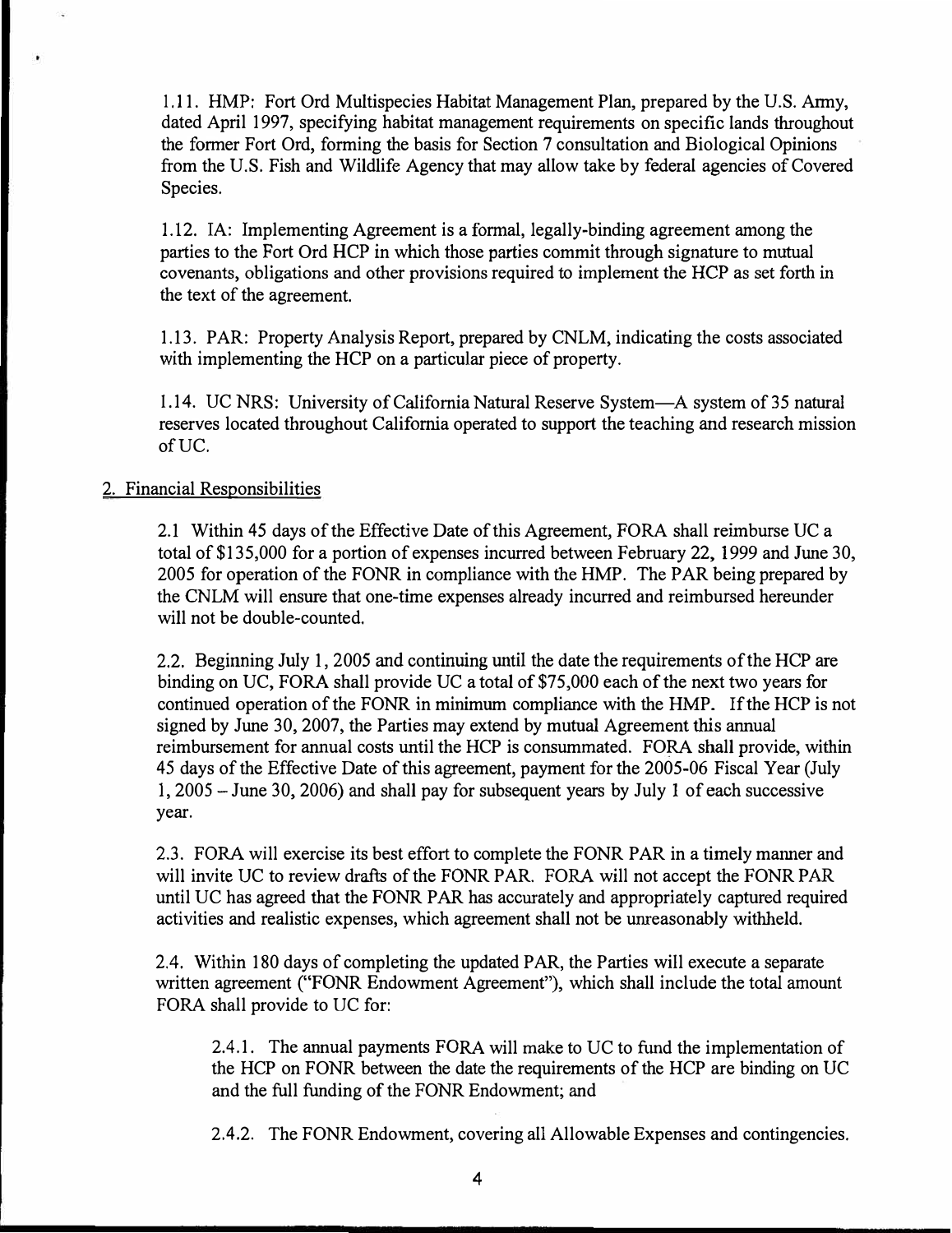1.11. HMP: Fort Ord Multispecies Habitat Management Plan, prepared by the U.S. Army, dated April 1997, specifying habitat management requirements on specific lands throughout the former Fort Ord, forming the basis for Section 7 consultation and Biological Opinions from the U.S. Fish and Wildlife Agency that may allow take by federal agencies of Covered Species.

1.12. IA: Implementing Agreement is a formal, legally-binding agreement among the parties to the Fort Ord HCP in which those parties commit through signature to mutual covenants, obligations and other provisions required to implement the HCP as set forth in the text of the agreement.

1.13. PAR: Property Analysis Report, prepared by CNLM, indicating the costs associated with implementing the HCP on a particular piece of property.

1.14. UC NRS: University of California Natural Reserve System—A system of 35 natural reserves located throughout California operated to support the teaching and research mission of UC.

## 2. Financial Responsibilities

2.1 Within 45 days of the Effective Date of this Agreement, FORA shall reimburse UC a total of $135,000 for a portion of expenses incurred between February 22, 1999 and June 30, 2005 for operation of the FONR in compliance with the HMP. The PAR being prepared by the CNLM will ensure that one-time expenses already incurred and reimbursed hereunder will not be double-counted.

2.2. Beginning July 1, 2005 and continuing until the date the requirements of the HCP are binding on UC, FORA shall provide UC a total of $75,000 each of the next two years for continued operation of the FONR in minimum compliance with the HMP. If the HCP is not signed by June 30, 2007, the Parties may extend by mutual Agreement this annual reimbursement for annual costs until the HCP is consummated. FORA shall provide, within 45 days of the Effective Date of this agreement, payment for the 2005-06 Fiscal Year (July 1, 2005 – June 30, 2006) and shall pay for subsequent years by July 1 of each successive year.

2.3. FORA will exercise its best effort to complete the FONR PAR in a timely manner and will invite UC to review drafts of the FONR PAR. FORA will not accept the FONR PAR until UC has agreed that the FONR PAR has accurately and appropriately captured required activities and realistic expenses, which agreement shall not be unreasonably withheld.

2.4. Within 180 days of completing the updated PAR, the Parties will execute a separate written agreement ("FONR Endowment Agreement"), which shall include the total amount FORA shall provide to UC for:

2.4.1. The annual payments FORA will make to UC to fund the implementation of the HCP on FONR between the date the requirements of the HCP are binding on UC and the full funding of the FONR Endowment; and

2.4.2. The FONR Endowment, covering all Allowable Expenses and contingencies.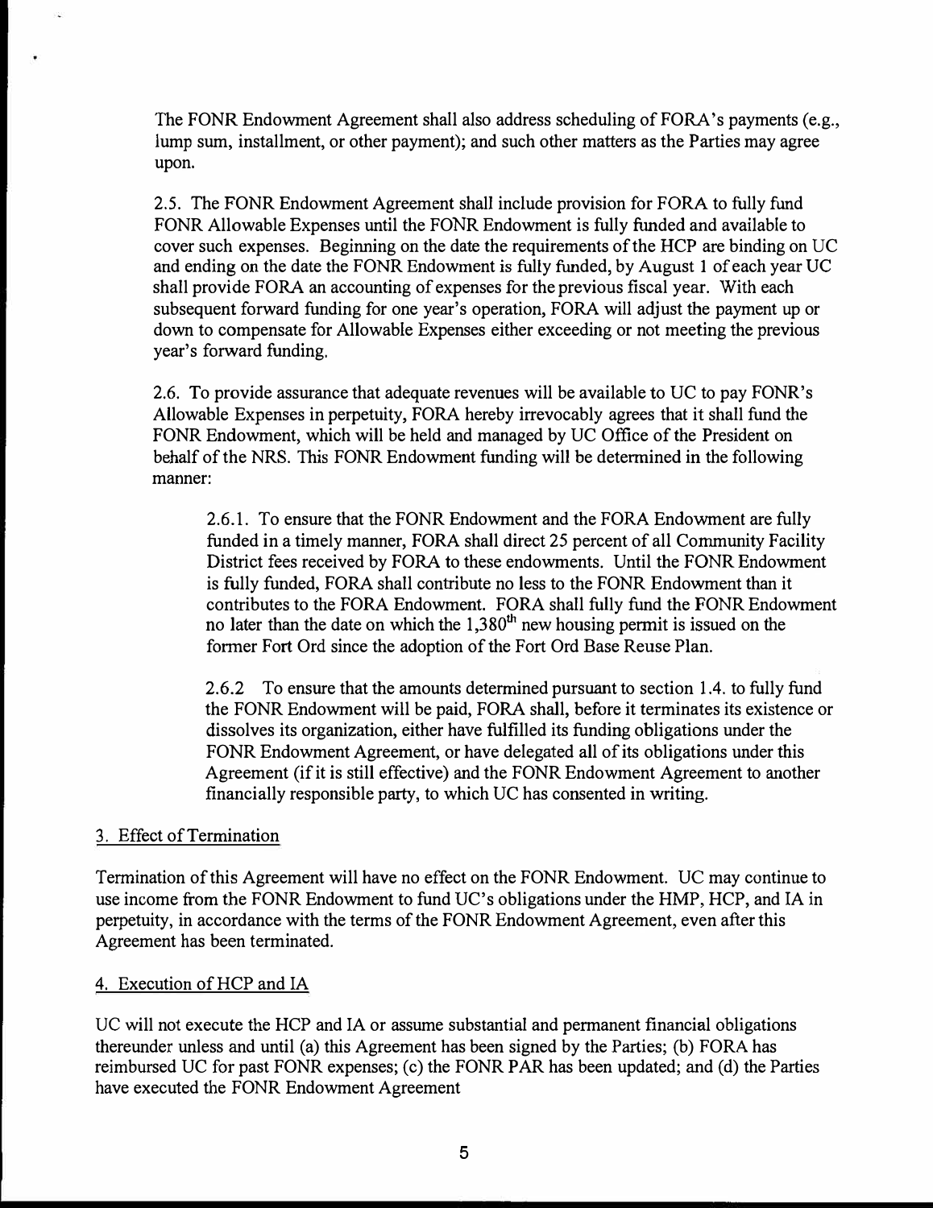The FONR Endowment Agreement shall also address scheduling of FORA's payments (e.g., lump sum, installment, or other payment); and such other matters as the Parties may agree upon.

2.5. The FONR Endowment Agreement shall include provision for FORA to fully fund FONR Allowable Expenses until the FONR Endowment is fully funded and available to cover such expenses. Beginning on the date the requirements of the HCP are binding on UC and ending on the date the FONR Endowment is fully funded, by August 1 of each year UC shall provide FORA an accounting of expenses for the previous fiscal year. With each subsequent forward funding for one year's operation, FORA will adjust the payment up or down to compensate for Allowable Expenses either exceeding or not meeting the previous year's forward funding.

2.6. To provide assurance that adequate revenues will be available to UC to pay FONR's Allowable Expenses in perpetuity, FORA hereby irrevocably agrees that it shall fund the FONR Endowment, which will be held and managed by UC Office of the President on behalf of the NRS. This FONR Endowment funding will be determined in the following manner:

> 2.6.1. To ensure that the FONR Endowment and the FORA Endowment are fully funded in a timely manner, FORA shall direct 25 percent of all Community Facility District fees received by FORA to these endowments. Until the FONR Endowment is fully funded, FORA shall contribute no less to the FONR Endowment than it contributes to the FORA Endowment. FORA shall fully fund the FONR Endowment no later than the date on which the 1,380th new housing permit is issued on the former Fort Ord since the adoption of the Fort Ord Base Reuse Plan.
>
> 2.6.2 To ensure that the amounts determined pursuant to section 1.4. to fully fund the FONR Endowment will be paid, FORA shall, before it terminates its existence or dissolves its organization, either have fulfilled its funding obligations under the FONR Endowment Agreement, or have delegated all of its obligations under this Agreement (if it is still effective) and the FONR Endowment Agreement to another financially responsible party, to which UC has consented in writing.

3. Effect of Termination

Termination of this Agreement will have no effect on the FONR Endowment. UC may continue to use income from the FONR Endowment to fund UC's obligations under the HMP, HCP, and IA in perpetuity, in accordance with the terms of the FONR Endowment Agreement, even after this Agreement has been terminated.

4. Execution of HCP and IA

UC will not execute the HCP and IA or assume substantial and permanent financial obligations thereunder unless and until (a) this Agreement has been signed by the Parties; (b) FORA has reimbursed UC for past FONR expenses; (c) the FONR PAR has been updated; and (d) the Parties have executed the FONR Endowment Agreement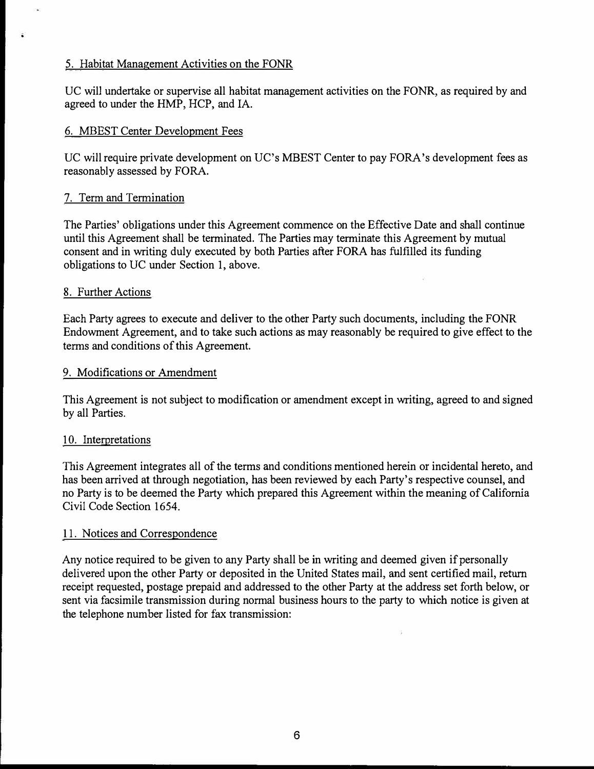5. Habitat Management Activities on the FONR

UC will undertake or supervise all habitat management activities on the FONR, as required by and agreed to under the HMP, HCP, and IA.

6. MBEST Center Development Fees

UC will require private development on UC's MBEST Center to pay FORA's development fees as reasonably assessed by FORA.

7. Term and Termination

The Parties' obligations under this Agreement commence on the Effective Date and shall continue until this Agreement shall be terminated. The Parties may terminate this Agreement by mutual consent and in writing duly executed by both Parties after FORA has fulfilled its funding obligations to UC under Section 1, above.

8. Further Actions

Each Party agrees to execute and deliver to the other Party such documents, including the FONR Endowment Agreement, and to take such actions as may reasonably be required to give effect to the terms and conditions of this Agreement.

9. Modifications or Amendment

This Agreement is not subject to modification or amendment except in writing, agreed to and signed by all Parties.

10. Interpretations

This Agreement integrates all of the terms and conditions mentioned herein or incidental hereto, and has been arrived at through negotiation, has been reviewed by each Party's respective counsel, and no Party is to be deemed the Party which prepared this Agreement within the meaning of California Civil Code Section 1654.

11. Notices and Correspondence

Any notice required to be given to any Party shall be in writing and deemed given if personally delivered upon the other Party or deposited in the United States mail, and sent certified mail, return receipt requested, postage prepaid and addressed to the other Party at the address set forth below, or sent via facsimile transmission during normal business hours to the party to which notice is given at the telephone number listed for fax transmission: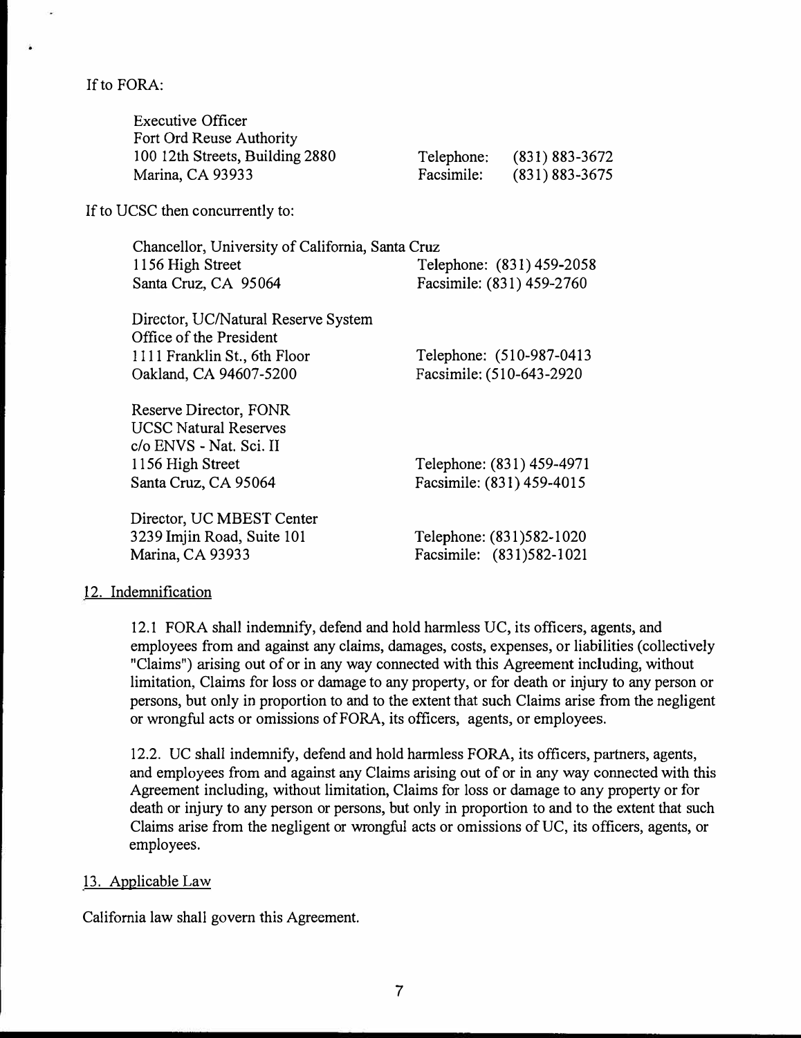If to FORA:

Executive Officer
Fort Ord Reuse Authority
100 12th Streets, Building 2880
Marina, CA 93933

Telephone: (831) 883-3672
Facsimile: (831) 883-3675

If to UCSC then concurrently to:

Chancellor, University of California, Santa Cruz
1156 High Street
Santa Cruz, CA 95064

Telephone: (831) 459-2058
Facsimile: (831) 459-2760

Director, UC/Natural Reserve System
Office of the President
1111 Franklin St., 6th Floor
Oakland, CA 94607-5200

Telephone: (510-987-0413
Facsimile: (510-643-2920

Reserve Director, FONR
UCSC Natural Reserves
c/o ENVS - Nat. Sci. II
1156 High Street
Santa Cruz, CA 95064

Telephone: (831) 459-4971
Facsimile: (831) 459-4015

Director, UC MBEST Center
3239 Imjin Road, Suite 101
Marina, CA 93933

Telephone: (831)582-1020
Facsimile: (831)582-1021

12. Indemnification

12.1 FORA shall indemnify, defend and hold harmless UC, its officers, agents, and employees from and against any claims, damages, costs, expenses, or liabilities (collectively "Claims") arising out of or in any way connected with this Agreement including, without limitation, Claims for loss or damage to any property, or for death or injury to any person or persons, but only in proportion to and to the extent that such Claims arise from the negligent or wrongful acts or omissions of FORA, its officers, agents, or employees.

12.2. UC shall indemnify, defend and hold harmless FORA, its officers, partners, agents, and employees from and against any Claims arising out of or in any way connected with this Agreement including, without limitation, Claims for loss or damage to any property or for death or injury to any person or persons, but only in proportion to and to the extent that such Claims arise from the negligent or wrongful acts or omissions of UC, its officers, agents, or employees.

13. Applicable Law

California law shall govern this Agreement.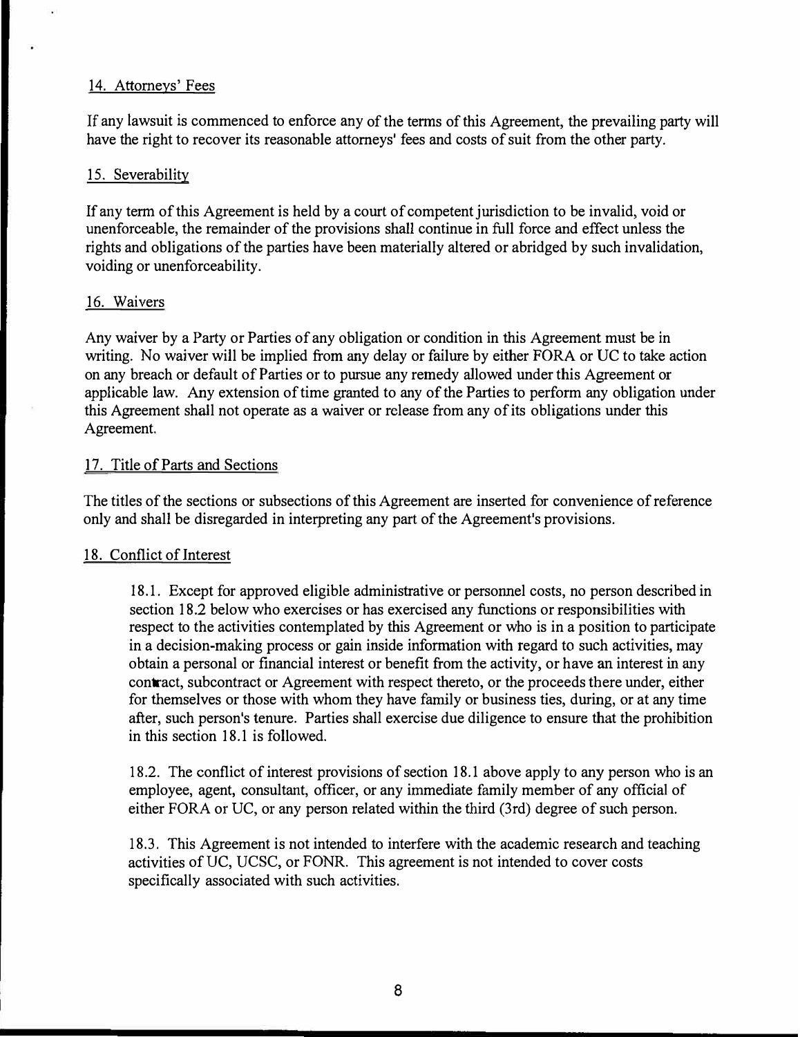## 14. Attorneys' Fees

If any lawsuit is commenced to enforce any of the terms of this Agreement, the prevailing party will have the right to recover its reasonable attorneys' fees and costs of suit from the other party.

## 15. Severability

If any term of this Agreement is held by a court of competent jurisdiction to be invalid, void or unenforceable, the remainder of the provisions shall continue in full force and effect unless the rights and obligations of the parties have been materially altered or abridged by such invalidation, voiding or unenforceability.

## 16. Waivers

Any waiver by a Party or Parties of any obligation or condition in this Agreement must be in writing. No waiver will be implied from any delay or failure by either FORA or UC to take action on any breach or default of Parties or to pursue any remedy allowed under this Agreement or applicable law. Any extension of time granted to any of the Parties to perform any obligation under this Agreement shall not operate as a waiver or release from any of its obligations under this Agreement.

## 17. Title of Parts and Sections

The titles of the sections or subsections of this Agreement are inserted for convenience of reference only and shall be disregarded in interpreting any part of the Agreement's provisions.

## 18. Conflict of Interest

18.1. Except for approved eligible administrative or personnel costs, no person described in section 18.2 below who exercises or has exercised any functions or responsibilities with respect to the activities contemplated by this Agreement or who is in a position to participate in a decision-making process or gain inside information with regard to such activities, may obtain a personal or financial interest or benefit from the activity, or have an interest in any contract, subcontract or Agreement with respect thereto, or the proceeds there under, either for themselves or those with whom they have family or business ties, during, or at any time after, such person's tenure. Parties shall exercise due diligence to ensure that the prohibition in this section 18.1 is followed.

18.2. The conflict of interest provisions of section 18.1 above apply to any person who is an employee, agent, consultant, officer, or any immediate family member of any official of either FORA or UC, or any person related within the third (3rd) degree of such person.

18.3. This Agreement is not intended to interfere with the academic research and teaching activities of UC, UCSC, or FONR. This agreement is not intended to cover costs specifically associated with such activities.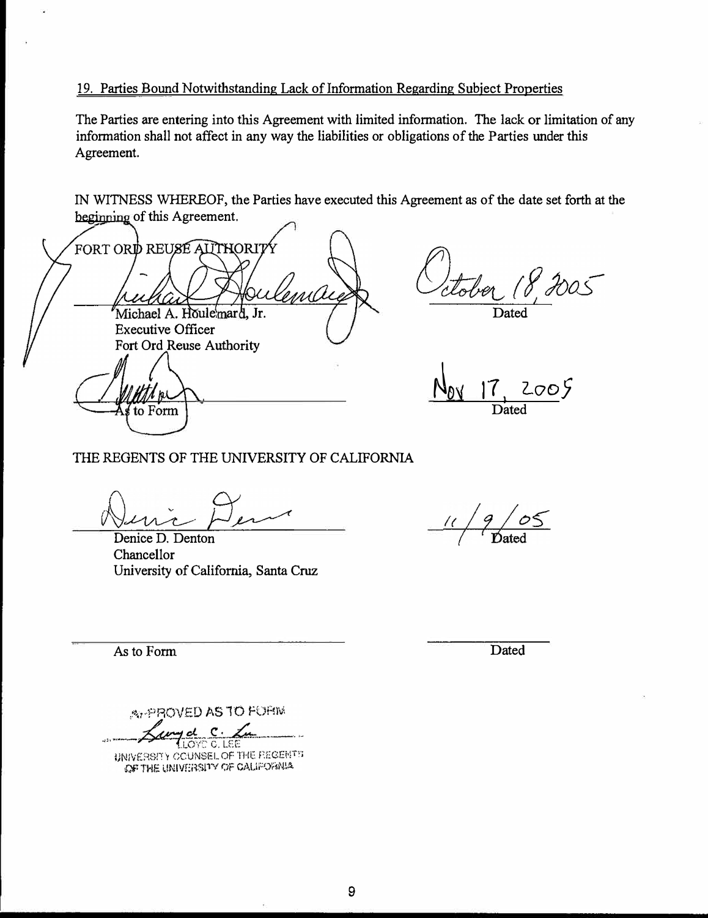19. Parties Bound Notwithstanding Lack of Information Regarding Subject Properties

The Parties are entering into this Agreement with limited information. The lack or limitation of any information shall not affect in any way the liabilities or obligations of the Parties under this Agreement.

IN WITNESS WHEREOF, the Parties have executed this Agreement as of the date set forth at the beginning of this Agreement.

FORT ORD REUSE AUTHORITY

Michael A. Houlemard, Jr.
Executive Officer
Fort Ord Reuse Authority

October 18, 2005
Dated

As to Form

Nov 17, 2005
Dated

THE REGENTS OF THE UNIVERSITY OF CALIFORNIA

Denice D. Denton
Chancellor
University of California, Santa Cruz

11/9/05
Dated

As to Form

Dated

APPROVED AS TO FORM
LLOYD C. LEE
UNIVERSITY COUNSEL OF THE REGENTS
OF THE UNIVERSITY OF CALIFORNIA